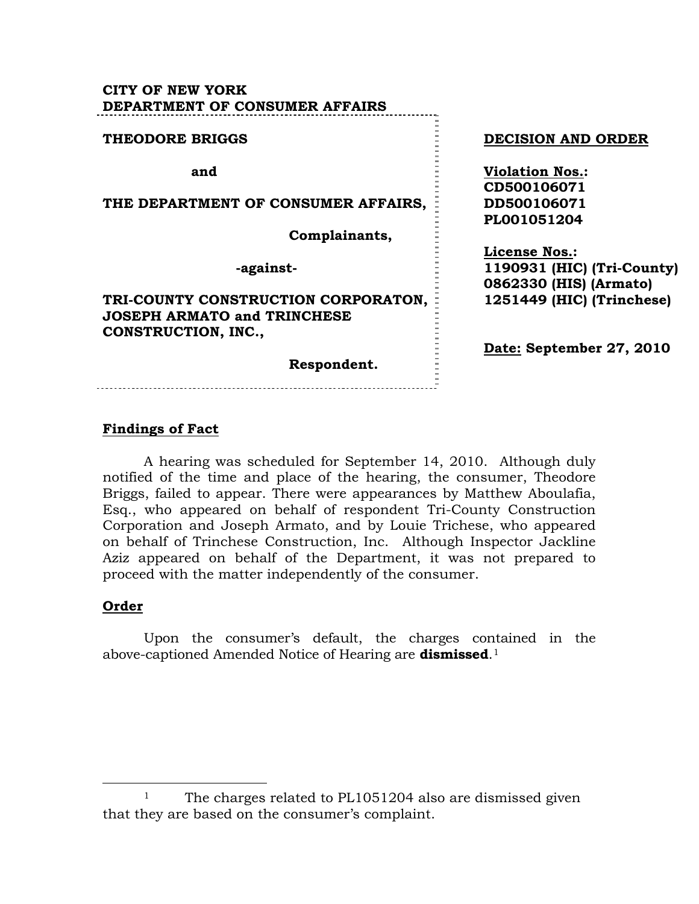**CITY OF NEW YORK**
**DEPARTMENT OF CONSUMER AFFAIRS**

**THEODORE BRIGGS**

**and**

**THE DEPARTMENT OF CONSUMER AFFAIRS,**

**Complainants,**

**-against-**

**TRI-COUNTY CONSTRUCTION CORPORATON, JOSEPH ARMATO and TRINCHESE CONSTRUCTION, INC.,**

**Respondent.**

**DECISION AND ORDER**

**Violation Nos.:**
**CD500106071**
**DD500106071**
**PL001051204**

**License Nos.:**
**1190931 (HIC) (Tri-County)**
**0862330 (HIS) (Armato)**
**1251449 (HIC) (Trinchese)**

**Date: September 27, 2010**

## Findings of Fact

A hearing was scheduled for September 14, 2010. Although duly notified of the time and place of the hearing, the consumer, Theodore Briggs, failed to appear. There were appearances by Matthew Aboulafia, Esq., who appeared on behalf of respondent Tri-County Construction Corporation and Joseph Armato, and by Louie Trichese, who appeared on behalf of Trinchese Construction, Inc. Although Inspector Jackline Aziz appeared on behalf of the Department, it was not prepared to proceed with the matter independently of the consumer.

## Order

Upon the consumer's default, the charges contained in the above-captioned Amended Notice of Hearing are **dismissed**.[1]

---

[1] The charges related to PL1051204 also are dismissed given that they are based on the consumer's complaint.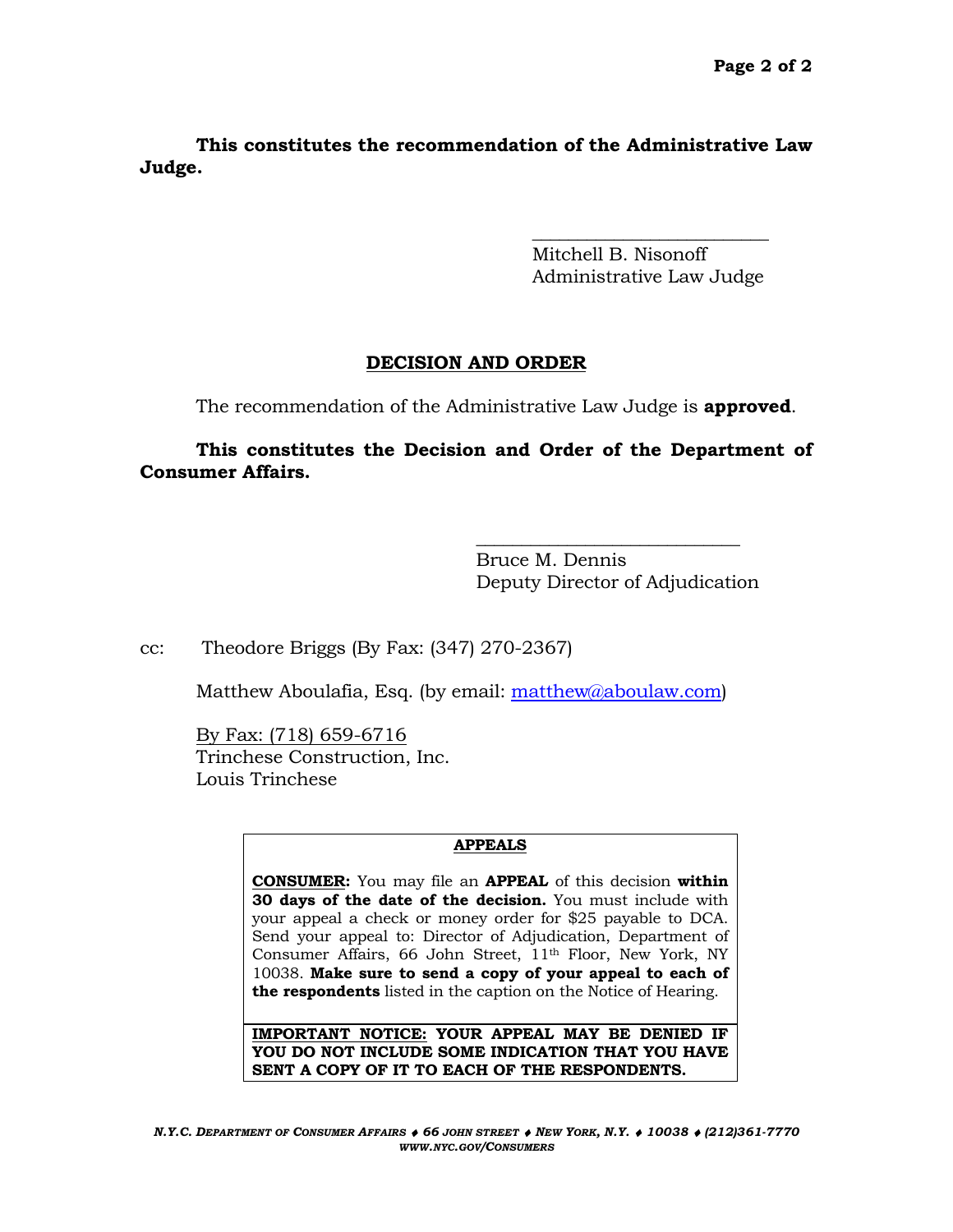**This constitutes the recommendation of the Administrative Law Judge.**

\_\_\_\_\_\_\_\_\_\_\_\_\_\_\_\_\_\_\_\_\_\_\_\_\_

Mitchell B. Nisonoff
Administrative Law Judge

## DECISION AND ORDER

The recommendation of the Administrative Law Judge is **approved**.

**This constitutes the Decision and Order of the Department of Consumer Affairs.**

\_\_\_\_\_\_\_\_\_\_\_\_\_\_\_\_\_\_\_\_\_\_\_\_\_\_\_\_

Bruce M. Dennis
Deputy Director of Adjudication

cc: Theodore Briggs (By Fax: (347) 270-2367)

Matthew Aboulafia, Esq. (by email: matthew@aboulaw.com)

By Fax: (718) 659-6716
Trinchese Construction, Inc.
Louis Trinchese

**APPEALS**

**CONSUMER:** You may file an **APPEAL** of this decision **within 30 days of the date of the decision.** You must include with your appeal a check or money order for $25 payable to DCA. Send your appeal to: Director of Adjudication, Department of Consumer Affairs, 66 John Street, 11th Floor, New York, NY 10038. **Make sure to send a copy of your appeal to each of the respondents** listed in the caption on the Notice of Hearing.

**IMPORTANT NOTICE: YOUR APPEAL MAY BE DENIED IF YOU DO NOT INCLUDE SOME INDICATION THAT YOU HAVE SENT A COPY OF IT TO EACH OF THE RESPONDENTS.**

*N.Y.C. DEPARTMENT OF CONSUMER AFFAIRS ♦ 66 JOHN STREET ♦ NEW YORK, N.Y. ♦ 10038 ♦ (212)361-7770*
*WWW.NYC.GOV/CONSUMERS*